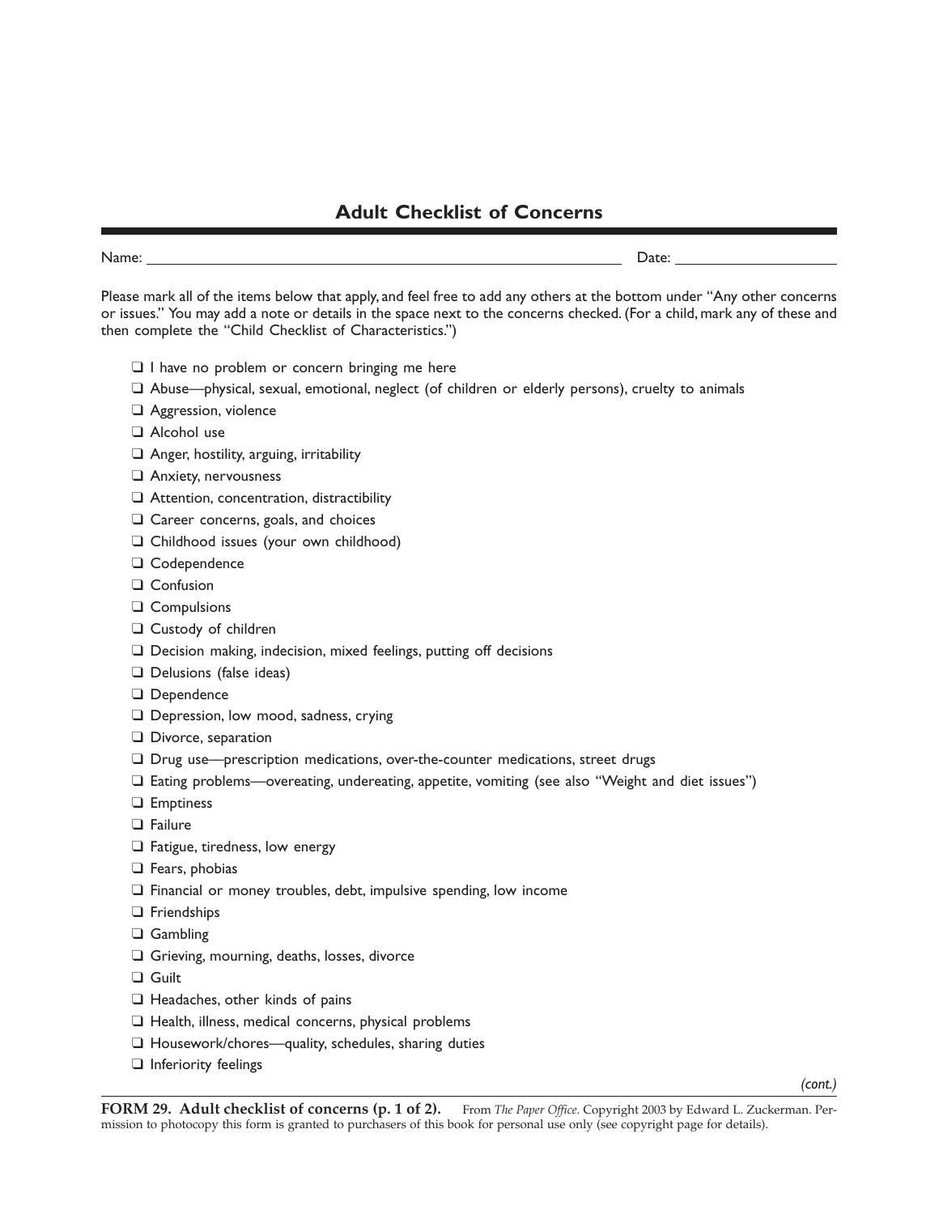# Adult Checklist of Concerns

Name: ______________________________ Date: ______________

Please mark all of the items below that apply, and feel free to add any others at the bottom under "Any other concerns or issues." You may add a note or details in the space next to the concerns checked. (For a child, mark any of these and then complete the "Child Checklist of Characteristics.")

- ❑ I have no problem or concern bringing me here
- ❑ Abuse—physical, sexual, emotional, neglect (of children or elderly persons), cruelty to animals
- ❑ Aggression, violence
- ❑ Alcohol use
- ❑ Anger, hostility, arguing, irritability
- ❑ Anxiety, nervousness
- ❑ Attention, concentration, distractibility
- ❑ Career concerns, goals, and choices
- ❑ Childhood issues (your own childhood)
- ❑ Codependence
- ❑ Confusion
- ❑ Compulsions
- ❑ Custody of children
- ❑ Decision making, indecision, mixed feelings, putting off decisions
- ❑ Delusions (false ideas)
- ❑ Dependence
- ❑ Depression, low mood, sadness, crying
- ❑ Divorce, separation
- ❑ Drug use—prescription medications, over-the-counter medications, street drugs
- ❑ Eating problems—overeating, undereating, appetite, vomiting (see also "Weight and diet issues")
- ❑ Emptiness
- ❑ Failure
- ❑ Fatigue, tiredness, low energy
- ❑ Fears, phobias
- ❑ Financial or money troubles, debt, impulsive spending, low income
- ❑ Friendships
- ❑ Gambling
- ❑ Grieving, mourning, deaths, losses, divorce
- ❑ Guilt
- ❑ Headaches, other kinds of pains
- ❑ Health, illness, medical concerns, physical problems
- ❑ Housework/chores—quality, schedules, sharing duties
- ❑ Inferiority feelings

*(cont.)*

**FORM 29. Adult checklist of concerns (p. 1 of 2).** From *The Paper Office*. Copyright 2003 by Edward L. Zuckerman. Permission to photocopy this form is granted to purchasers of this book for personal use only (see copyright page for details).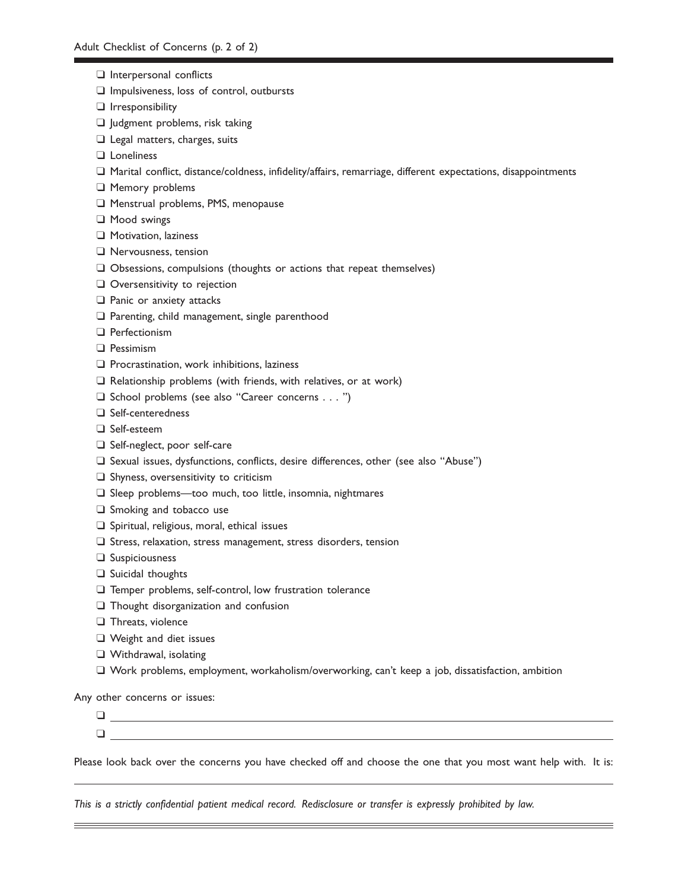- ❑ Interpersonal conflicts
- ❑ Impulsiveness, loss of control, outbursts
- ❑ Irresponsibility
- ❑ Judgment problems, risk taking
- ❑ Legal matters, charges, suits
- ❑ Loneliness
- ❑ Marital conflict, distance/coldness, infidelity/affairs, remarriage, different expectations, disappointments
- ❑ Memory problems
- ❑ Menstrual problems, PMS, menopause
- ❑ Mood swings
- ❑ Motivation, laziness
- ❑ Nervousness, tension
- ❑ Obsessions, compulsions (thoughts or actions that repeat themselves)
- ❑ Oversensitivity to rejection
- ❑ Panic or anxiety attacks
- ❑ Parenting, child management, single parenthood
- ❑ Perfectionism
- ❑ Pessimism
- ❑ Procrastination, work inhibitions, laziness
- ❑ Relationship problems (with friends, with relatives, or at work)
- ❑ School problems (see also "Career concerns . . . ")
- ❑ Self-centeredness
- ❑ Self-esteem
- ❑ Self-neglect, poor self-care
- ❑ Sexual issues, dysfunctions, conflicts, desire differences, other (see also "Abuse")
- ❑ Shyness, oversensitivity to criticism
- ❑ Sleep problems—too much, too little, insomnia, nightmares
- ❑ Smoking and tobacco use
- ❑ Spiritual, religious, moral, ethical issues
- ❑ Stress, relaxation, stress management, stress disorders, tension
- ❑ Suspiciousness
- ❑ Suicidal thoughts
- ❑ Temper problems, self-control, low frustration tolerance
- ❑ Thought disorganization and confusion
- ❑ Threats, violence
- ❑ Weight and diet issues
- ❑ Withdrawal, isolating
- ❑ Work problems, employment, workaholism/overworking, can't keep a job, dissatisfaction, ambition

Any other concerns or issues:

- ❑ ______________________________
- ❑ ______________________________

Please look back over the concerns you have checked off and choose the one that you most want help with. It is:

______________________________

*This is a strictly confidential patient medical record. Redisclosure or transfer is expressly prohibited by law.*